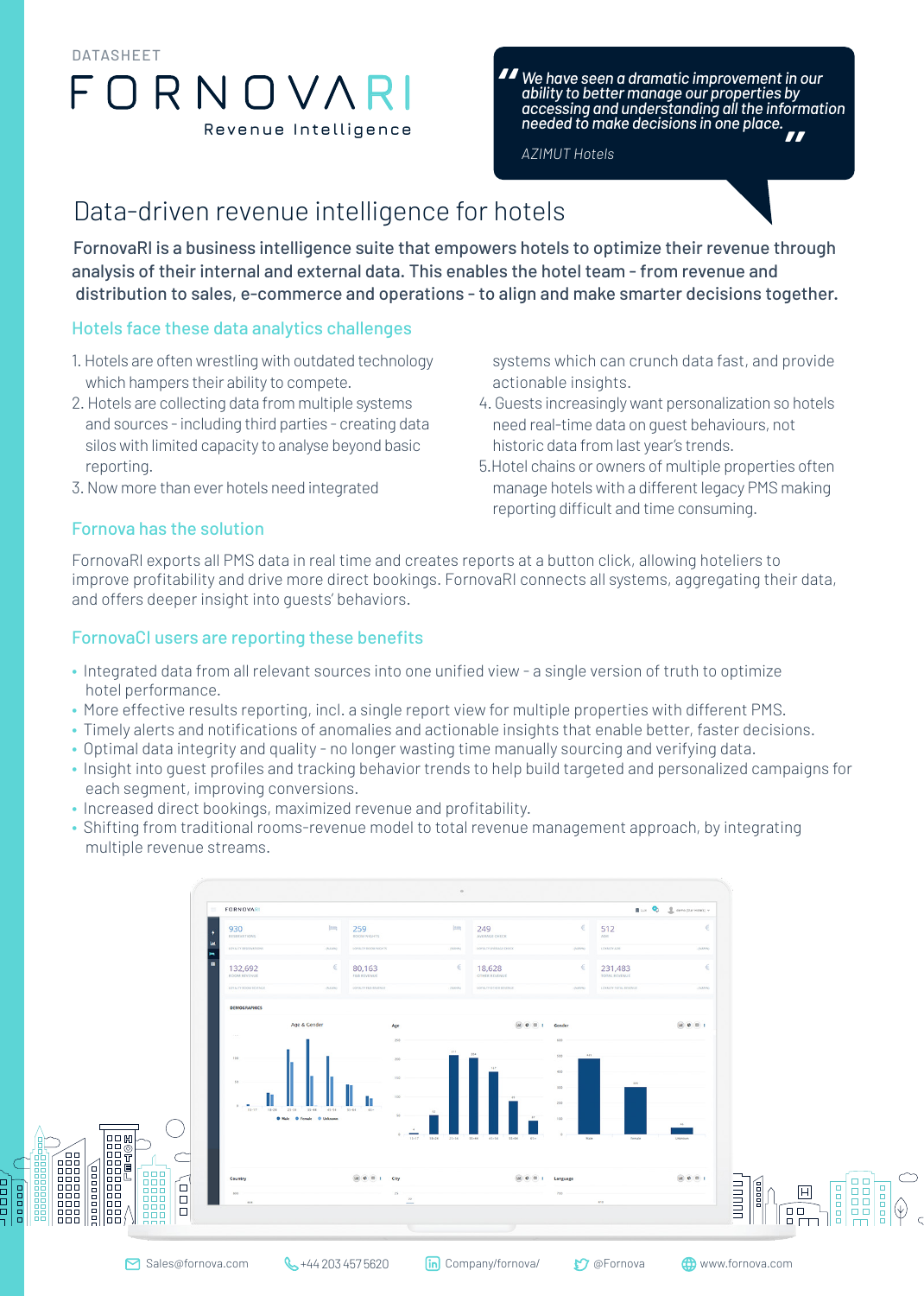DATASHEET

# FORNOVARI

Revenue Intelligence

> *"We have seen a dramatic improvement in our ability to better manage our properties by accessing and understanding all the information needed to make decisions in one place."*
>
> *AZIMUT Hotels*

## Data-driven revenue intelligence for hotels

FornovaRI is a business intelligence suite that empowers hotels to optimize their revenue through analysis of their internal and external data. This enables the hotel team - from revenue and distribution to sales, e-commerce and operations - to align and make smarter decisions together.

### Hotels face these data analytics challenges

1. Hotels are often wrestling with outdated technology which hampers their ability to compete.
2. Hotels are collecting data from multiple systems and sources - including third parties - creating data silos with limited capacity to analyse beyond basic reporting.
3. Now more than ever hotels need integrated systems which can crunch data fast, and provide actionable insights.
4. Guests increasingly want personalization so hotels need real-time data on guest behaviours, not historic data from last year's trends.
5. Hotel chains or owners of multiple properties often manage hotels with a different legacy PMS making reporting difficult and time consuming.

### Fornova has the solution

FornovaRI exports all PMS data in real time and creates reports at a button click, allowing hoteliers to improve profitability and drive more direct bookings. FornovaRI connects all systems, aggregating their data, and offers deeper insight into guests' behaviors.

### FornovaCI users are reporting these benefits

- Integrated data from all relevant sources into one unified view - a single version of truth to optimize hotel performance.
- More effective results reporting, incl. a single report view for multiple properties with different PMS.
- Timely alerts and notifications of anomalies and actionable insights that enable better, faster decisions.
- Optimal data integrity and quality - no longer wasting time manually sourcing and verifying data.
- Insight into guest profiles and tracking behavior trends to help build targeted and personalized campaigns for each segment, improving conversions.
- Increased direct bookings, maximized revenue and profitability.
- Shifting from traditional rooms-revenue model to total revenue management approach, by integrating multiple revenue streams.

Sales@fornova.com | +44 203 457 5620 | Company/fornova/ | @Fornova | www.fornova.com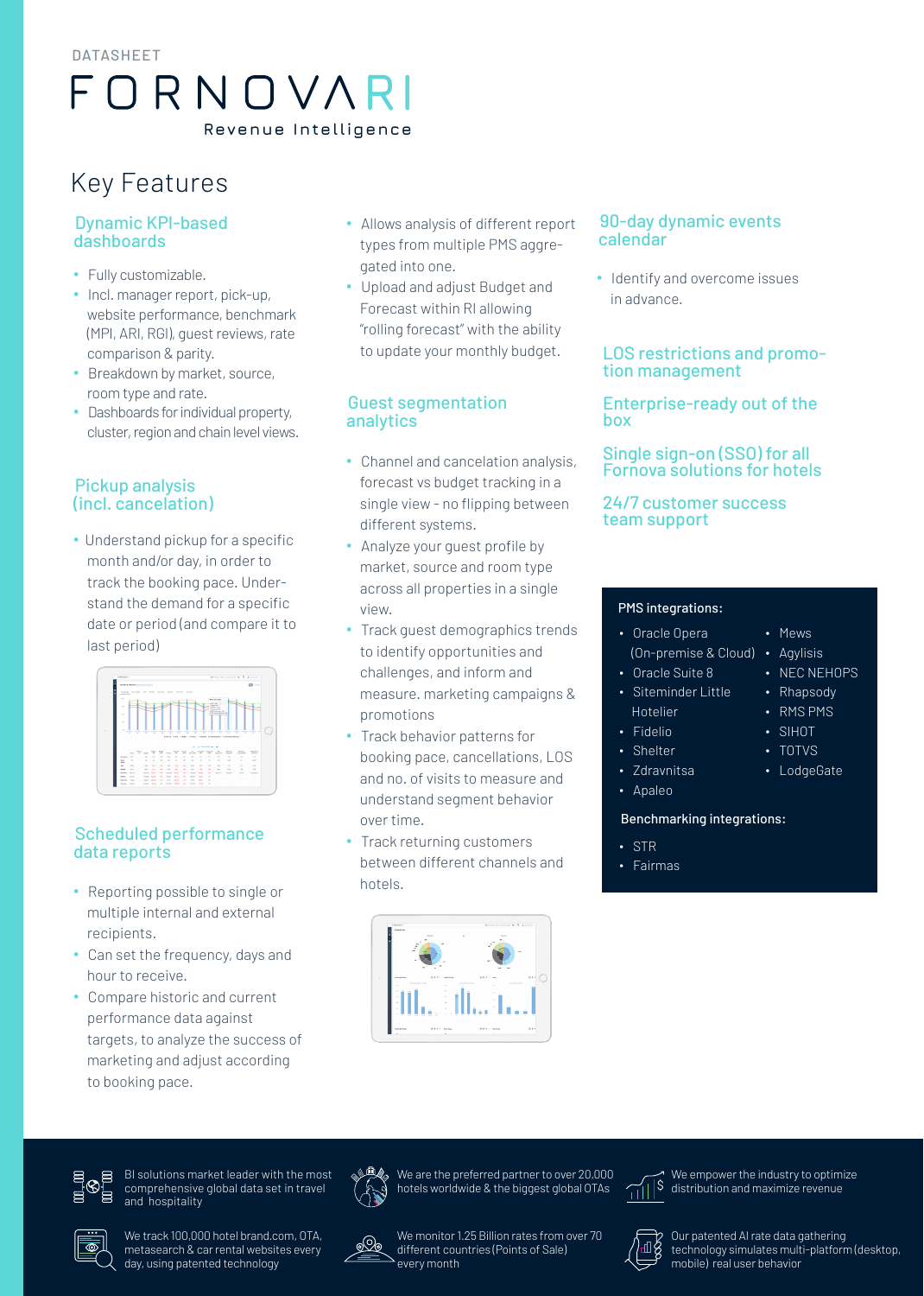DATASHEET

# FORNOVARI

Revenue Intelligence

## Key Features

### Dynamic KPI-based dashboards

- Fully customizable.
- Incl. manager report, pick-up, website performance, benchmark (MPI, ARI, RGI), guest reviews, rate comparison & parity.
- Breakdown by market, source, room type and rate.
- Dashboards for individual property, cluster, region and chain level views.
- Allows analysis of different report types from multiple PMS aggregated into one.
- Upload and adjust Budget and Forecast within RI allowing "rolling forecast" with the ability to update your monthly budget.

### Pickup analysis (incl. cancelation)

- Understand pickup for a specific month and/or day, in order to track the booking pace. Understand the demand for a specific date or period (and compare it to last period)

### Scheduled performance data reports

- Reporting possible to single or multiple internal and external recipients.
- Can set the frequency, days and hour to receive.
- Compare historic and current performance data against targets, to analyze the success of marketing and adjust according to booking pace.

### Guest segmentation analytics

- Channel and cancelation analysis, forecast vs budget tracking in a single view - no flipping between different systems.
- Analyze your guest profile by market, source and room type across all properties in a single view.
- Track guest demographics trends to identify opportunities and challenges, and inform and measure. marketing campaigns & promotions
- Track behavior patterns for booking pace, cancellations, LOS and no. of visits to measure and understand segment behavior over time.
- Track returning customers between different channels and hotels.

### 90-day dynamic events calendar

- Identify and overcome issues in advance.

### LOS restrictions and promotion management

### Enterprise-ready out of the box

### Single sign-on (SSO) for all Fornova solutions for hotels

### 24/7 customer success team support

**PMS integrations:**

- Oracle Opera (On-premise & Cloud)
- Oracle Suite 8
- Siteminder Little Hotelier
- Fidelio
- Shelter
- Zdravnitsa
- Apaleo
- Mews
- Agylisis
- NEC NEHOPS
- Rhapsody
- RMS PMS
- SIHOT
- TOTVS
- LodgeGate

**Benchmarking integrations:**

- STR
- Fairmas

BI solutions market leader with the most comprehensive global data set in travel and hospitality

We are the preferred partner to over 20,000 hotels worldwide & the biggest global OTAs

We empower the industry to optimize distribution and maximize revenue

We track 100,000 hotel brand.com, OTA, metasearch & car rental websites every day, using patented technology

We monitor 1.25 Billion rates from over 70 different countries (Points of Sale) every month

Our patented AI rate data gathering technology simulates multi-platform (desktop, mobile) real user behavior